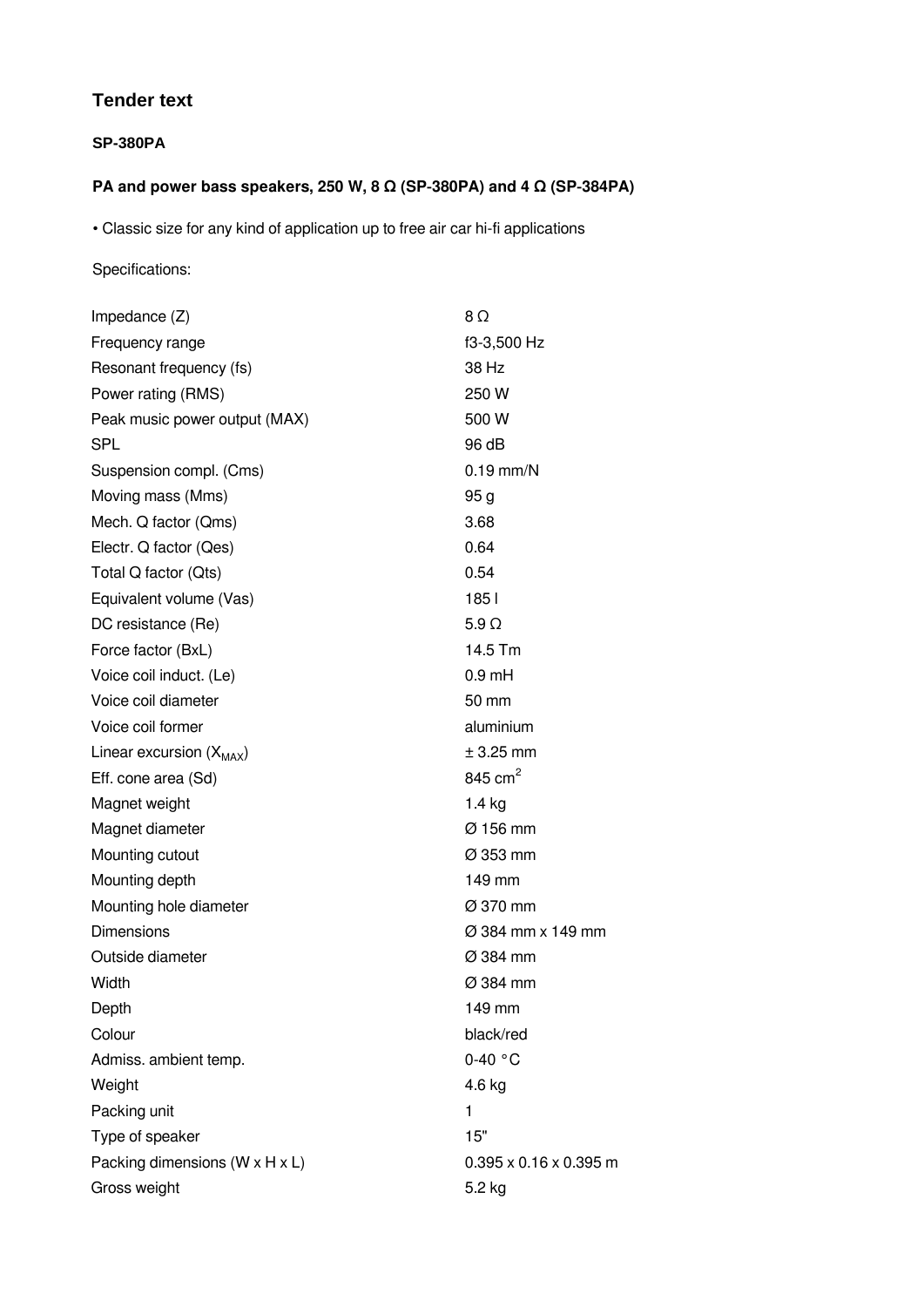## Tender text

### SP-380PA

### PA and power bass speakers, 250 W, 8 Ω (SP-380PA) and 4 Ω (SP-384PA)

• Classic size for any kind of application up to free air car hi-fi applications

Specifications:

| | |
|---|---|
| Impedance (Z) | 8 Ω |
| Frequency range | f3-3,500 Hz |
| Resonant frequency (fs) | 38 Hz |
| Power rating (RMS) | 250 W |
| Peak music power output (MAX) | 500 W |
| SPL | 96 dB |
| Suspension compl. (Cms) | 0.19 mm/N |
| Moving mass (Mms) | 95 g |
| Mech. Q factor (Qms) | 3.68 |
| Electr. Q factor (Qes) | 0.64 |
| Total Q factor (Qts) | 0.54 |
| Equivalent volume (Vas) | 185 l |
| DC resistance (Re) | 5.9 Ω |
| Force factor (BxL) | 14.5 Tm |
| Voice coil induct. (Le) | 0.9 mH |
| Voice coil diameter | 50 mm |
| Voice coil former | aluminium |
| Linear excursion ($X_{MAX}$) | ± 3.25 mm |
| Eff. cone area (Sd) | 845 $cm^2$ |
| Magnet weight | 1.4 kg |
| Magnet diameter | Ø 156 mm |
| Mounting cutout | Ø 353 mm |
| Mounting depth | 149 mm |
| Mounting hole diameter | Ø 370 mm |
| Dimensions | Ø 384 mm x 149 mm |
| Outside diameter | Ø 384 mm |
| Width | Ø 384 mm |
| Depth | 149 mm |
| Colour | black/red |
| Admiss. ambient temp. | 0-40 °C |
| Weight | 4.6 kg |
| Packing unit | 1 |
| Type of speaker | 15" |
| Packing dimensions (W x H x L) | 0.395 x 0.16 x 0.395 m |
| Gross weight | 5.2 kg |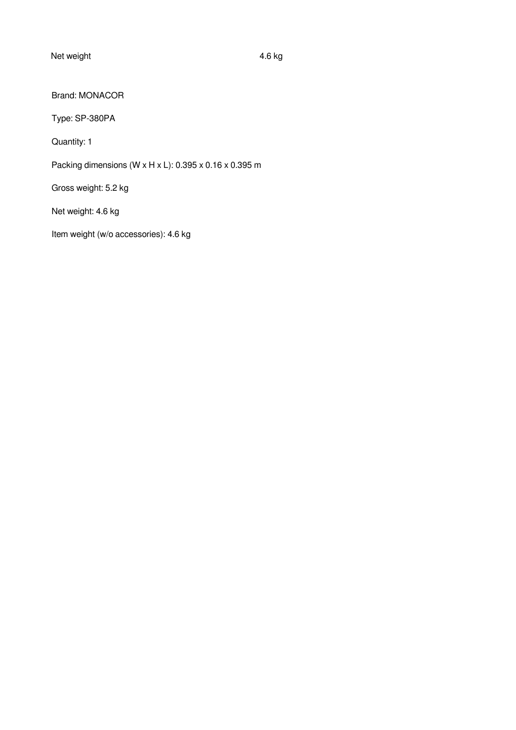| | |
|---|---|
| Net weight | 4.6 kg |

Brand: MONACOR

Type: SP-380PA

Quantity: 1

Packing dimensions (W x H x L): 0.395 x 0.16 x 0.395 m

Gross weight: 5.2 kg

Net weight: 4.6 kg

Item weight (w/o accessories): 4.6 kg